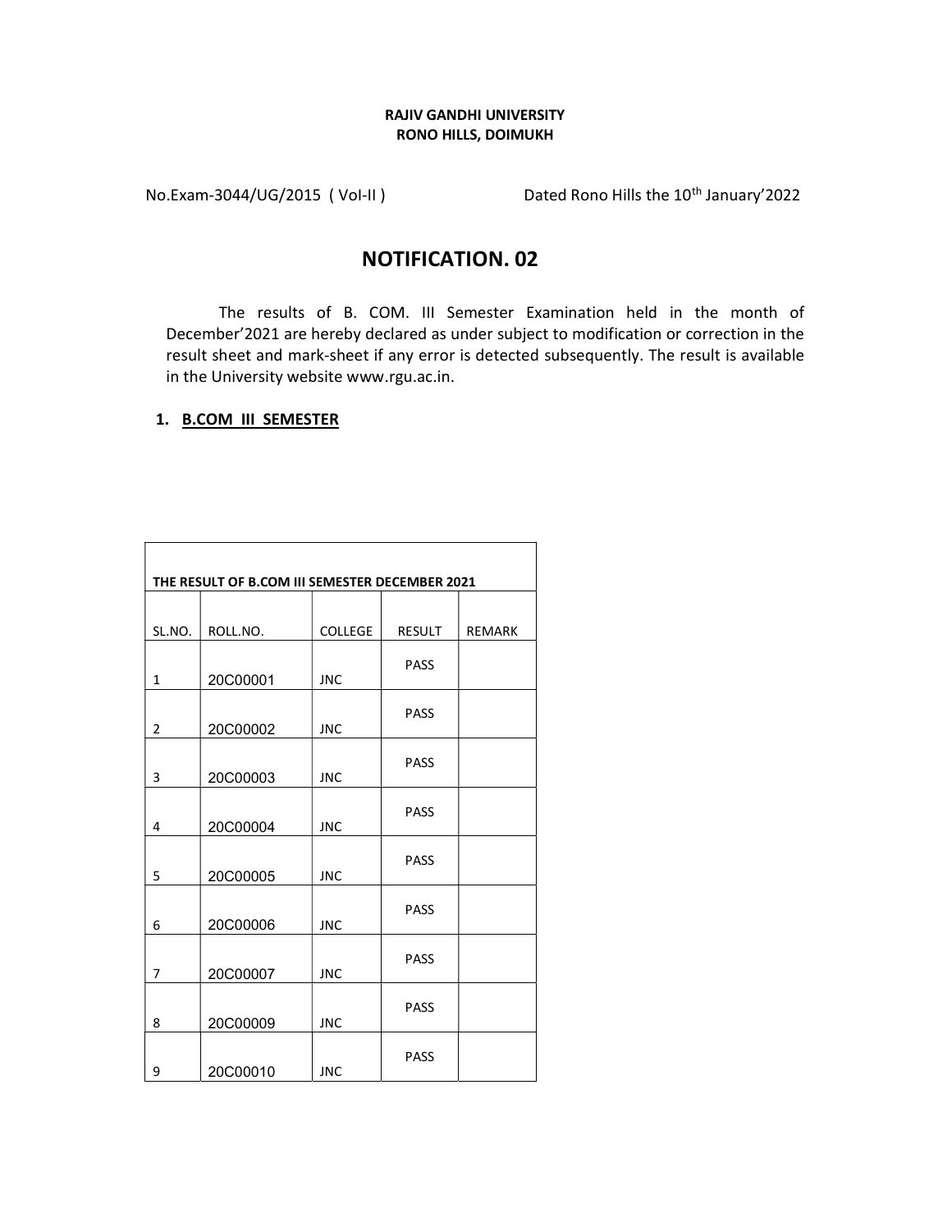**RAJIV GANDHI UNIVERSITY**
**RONO HILLS, DOIMUKH**

No.Exam-3044/UG/2015 ( Vol-II )                Dated Rono Hills the 10th January'2022

# NOTIFICATION. 02

The results of B. COM. III Semester Examination held in the month of December'2021 are hereby declared as under subject to modification or correction in the result sheet and mark-sheet if any error is detected subsequently. The result is available in the University website www.rgu.ac.in.

1. **B.COM III SEMESTER**

| THE RESULT OF B.COM III SEMESTER DECEMBER 2021 | | | | |
|---|---|---|---|---|
| SL.NO. | ROLL.NO. | COLLEGE | RESULT | REMARK |
| 1 | 20C00001 | JNC | PASS | |
| 2 | 20C00002 | JNC | PASS | |
| 3 | 20C00003 | JNC | PASS | |
| 4 | 20C00004 | JNC | PASS | |
| 5 | 20C00005 | JNC | PASS | |
| 6 | 20C00006 | JNC | PASS | |
| 7 | 20C00007 | JNC | PASS | |
| 8 | 20C00009 | JNC | PASS | |
| 9 | 20C00010 | JNC | PASS | |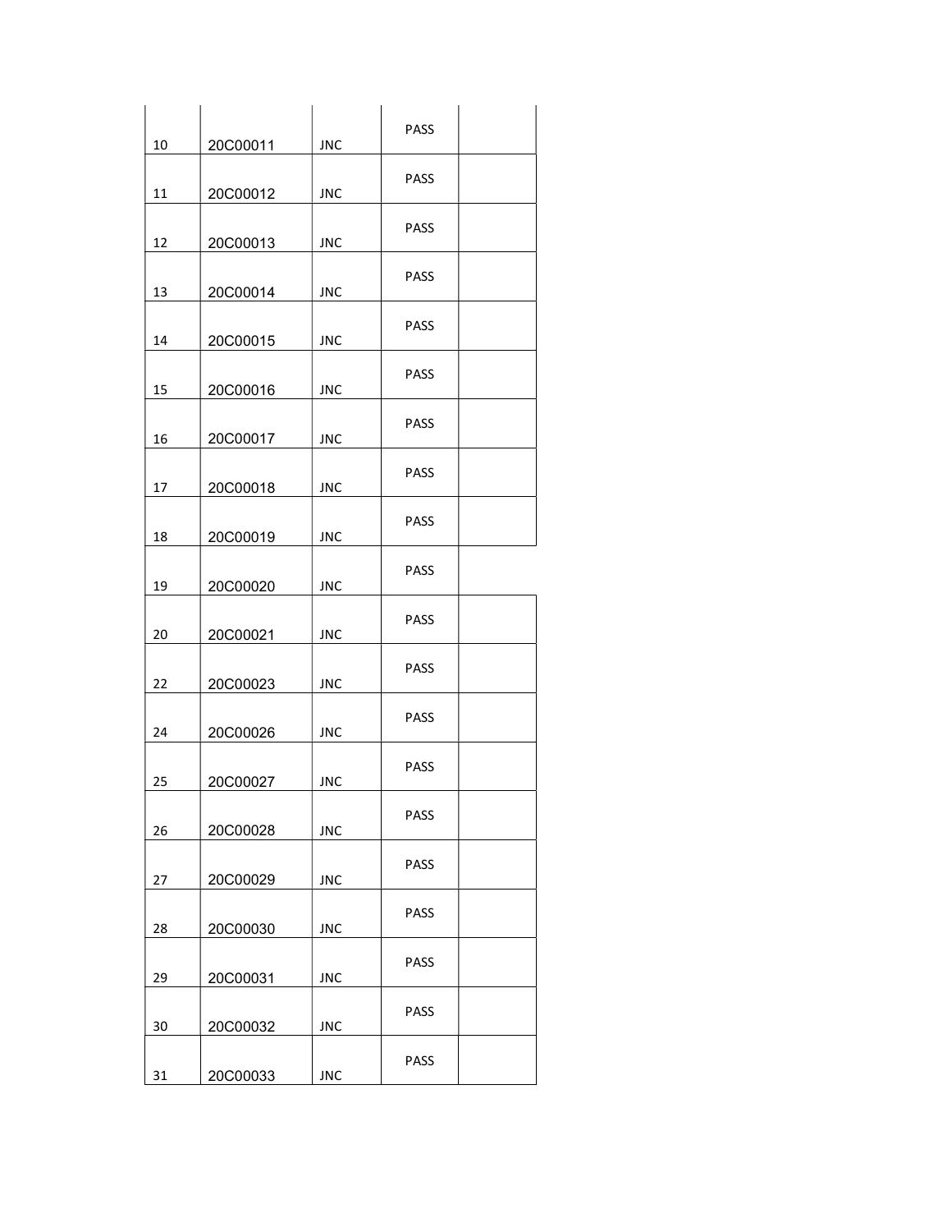| | | | | |
|---|---|---|---|---|
| 10 | 20C00011 | JNC | PASS | |
| 11 | 20C00012 | JNC | PASS | |
| 12 | 20C00013 | JNC | PASS | |
| 13 | 20C00014 | JNC | PASS | |
| 14 | 20C00015 | JNC | PASS | |
| 15 | 20C00016 | JNC | PASS | |
| 16 | 20C00017 | JNC | PASS | |
| 17 | 20C00018 | JNC | PASS | |
| 18 | 20C00019 | JNC | PASS | |
| 19 | 20C00020 | JNC | PASS | |
| 20 | 20C00021 | JNC | PASS | |
| 22 | 20C00023 | JNC | PASS | |
| 24 | 20C00026 | JNC | PASS | |
| 25 | 20C00027 | JNC | PASS | |
| 26 | 20C00028 | JNC | PASS | |
| 27 | 20C00029 | JNC | PASS | |
| 28 | 20C00030 | JNC | PASS | |
| 29 | 20C00031 | JNC | PASS | |
| 30 | 20C00032 | JNC | PASS | |
| 31 | 20C00033 | JNC | PASS | |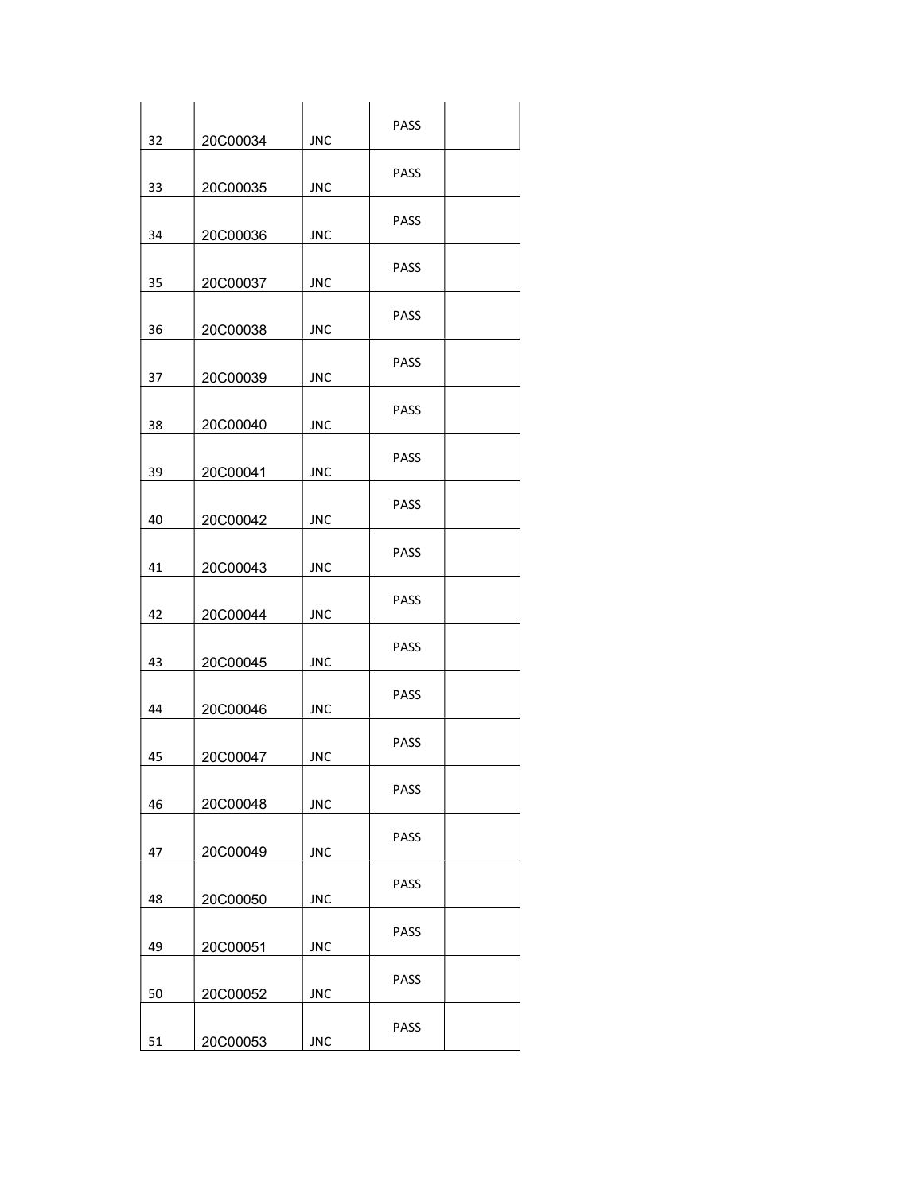| | | | | |
|---|---|---|---|---|
| 32 | 20C00034 | JNC | PASS | |
| 33 | 20C00035 | JNC | PASS | |
| 34 | 20C00036 | JNC | PASS | |
| 35 | 20C00037 | JNC | PASS | |
| 36 | 20C00038 | JNC | PASS | |
| 37 | 20C00039 | JNC | PASS | |
| 38 | 20C00040 | JNC | PASS | |
| 39 | 20C00041 | JNC | PASS | |
| 40 | 20C00042 | JNC | PASS | |
| 41 | 20C00043 | JNC | PASS | |
| 42 | 20C00044 | JNC | PASS | |
| 43 | 20C00045 | JNC | PASS | |
| 44 | 20C00046 | JNC | PASS | |
| 45 | 20C00047 | JNC | PASS | |
| 46 | 20C00048 | JNC | PASS | |
| 47 | 20C00049 | JNC | PASS | |
| 48 | 20C00050 | JNC | PASS | |
| 49 | 20C00051 | JNC | PASS | |
| 50 | 20C00052 | JNC | PASS | |
| 51 | 20C00053 | JNC | PASS | |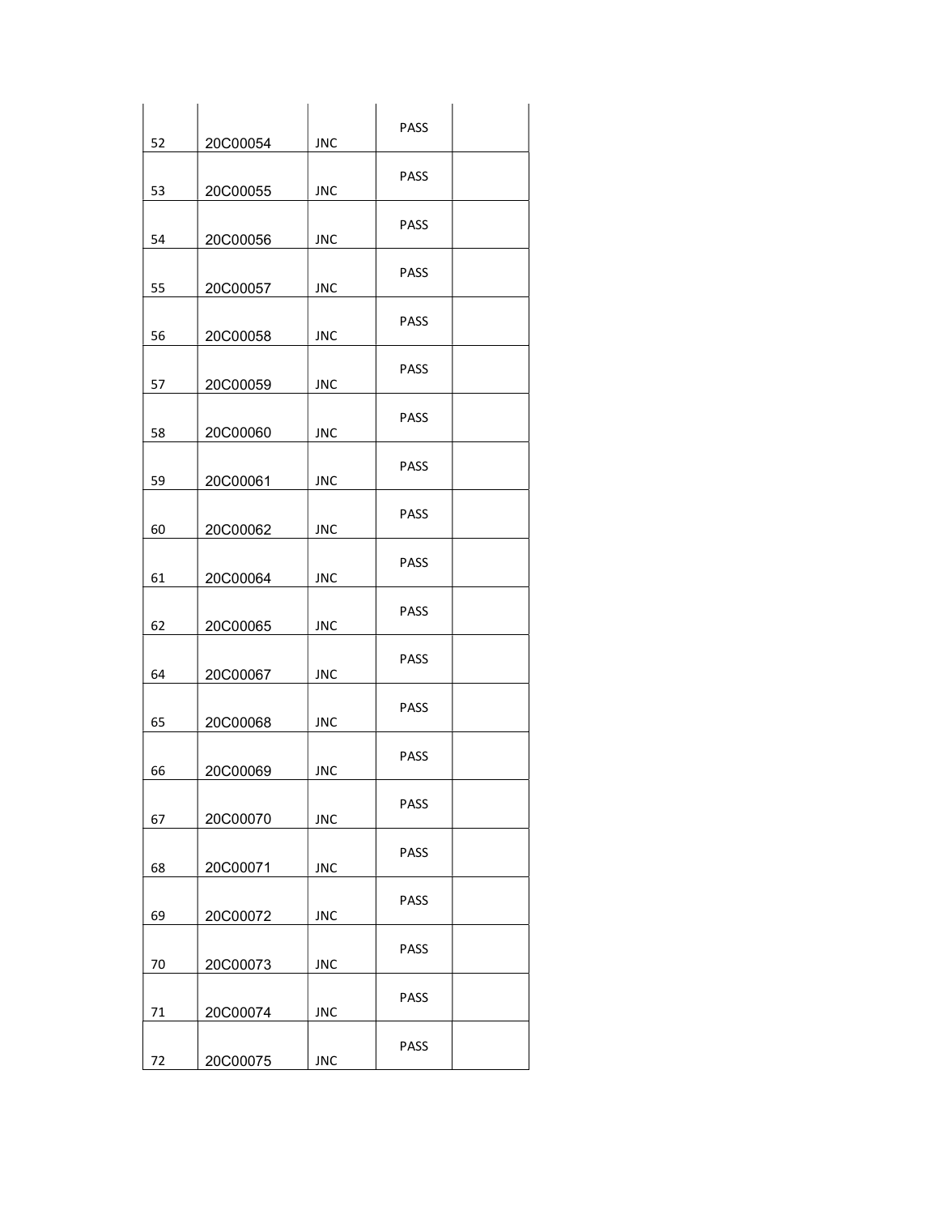|  |  |  |  |  |
|---|---|---|---|---|
| 52 | 20C00054 | JNC | PASS |  |
| 53 | 20C00055 | JNC | PASS |  |
| 54 | 20C00056 | JNC | PASS |  |
| 55 | 20C00057 | JNC | PASS |  |
| 56 | 20C00058 | JNC | PASS |  |
| 57 | 20C00059 | JNC | PASS |  |
| 58 | 20C00060 | JNC | PASS |  |
| 59 | 20C00061 | JNC | PASS |  |
| 60 | 20C00062 | JNC | PASS |  |
| 61 | 20C00064 | JNC | PASS |  |
| 62 | 20C00065 | JNC | PASS |  |
| 64 | 20C00067 | JNC | PASS |  |
| 65 | 20C00068 | JNC | PASS |  |
| 66 | 20C00069 | JNC | PASS |  |
| 67 | 20C00070 | JNC | PASS |  |
| 68 | 20C00071 | JNC | PASS |  |
| 69 | 20C00072 | JNC | PASS |  |
| 70 | 20C00073 | JNC | PASS |  |
| 71 | 20C00074 | JNC | PASS |  |
| 72 | 20C00075 | JNC | PASS |  |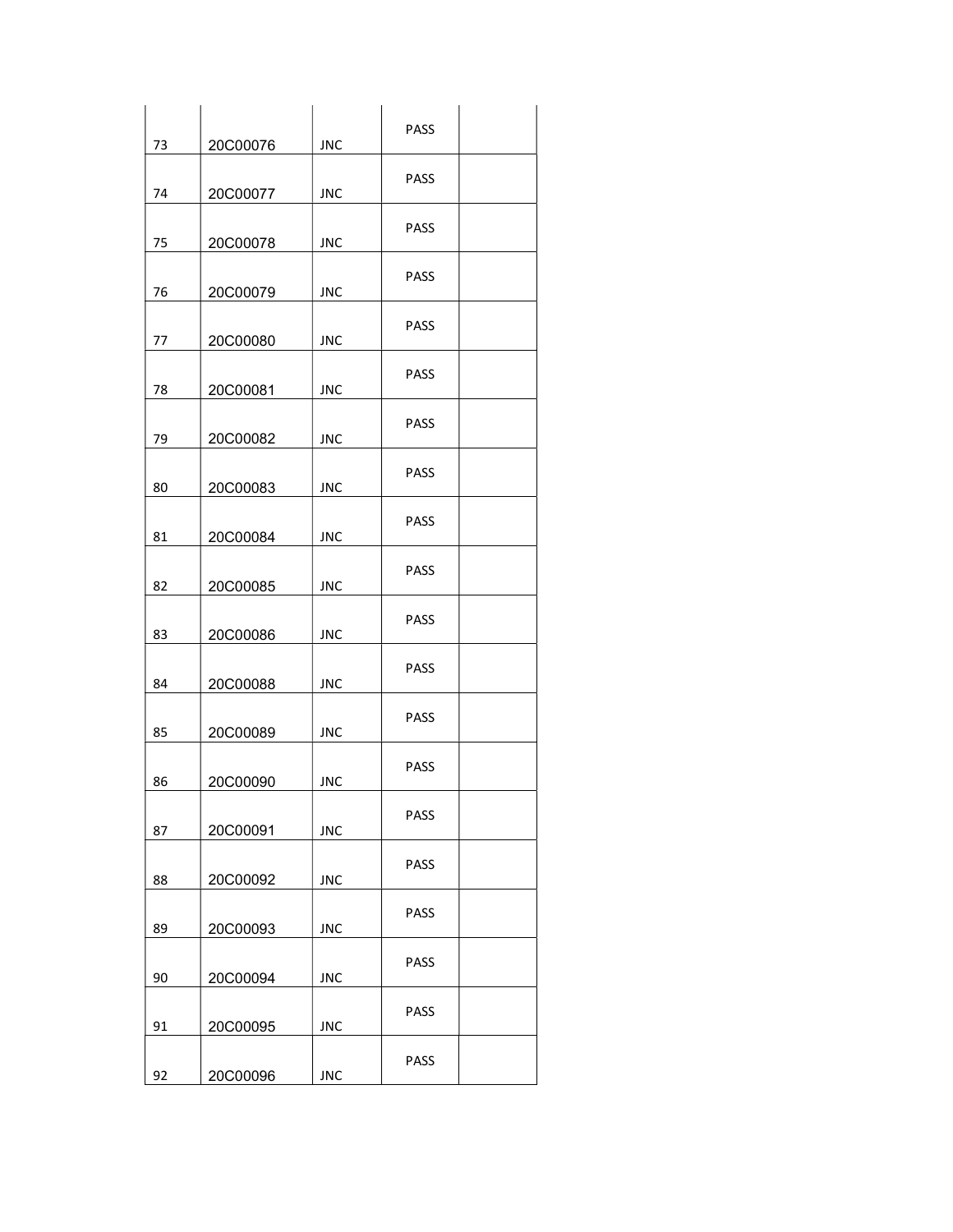| | | | | |
|---|---|---|---|---|
| 73 | 20C00076 | JNC | PASS | |
| 74 | 20C00077 | JNC | PASS | |
| 75 | 20C00078 | JNC | PASS | |
| 76 | 20C00079 | JNC | PASS | |
| 77 | 20C00080 | JNC | PASS | |
| 78 | 20C00081 | JNC | PASS | |
| 79 | 20C00082 | JNC | PASS | |
| 80 | 20C00083 | JNC | PASS | |
| 81 | 20C00084 | JNC | PASS | |
| 82 | 20C00085 | JNC | PASS | |
| 83 | 20C00086 | JNC | PASS | |
| 84 | 20C00088 | JNC | PASS | |
| 85 | 20C00089 | JNC | PASS | |
| 86 | 20C00090 | JNC | PASS | |
| 87 | 20C00091 | JNC | PASS | |
| 88 | 20C00092 | JNC | PASS | |
| 89 | 20C00093 | JNC | PASS | |
| 90 | 20C00094 | JNC | PASS | |
| 91 | 20C00095 | JNC | PASS | |
| 92 | 20C00096 | JNC | PASS | |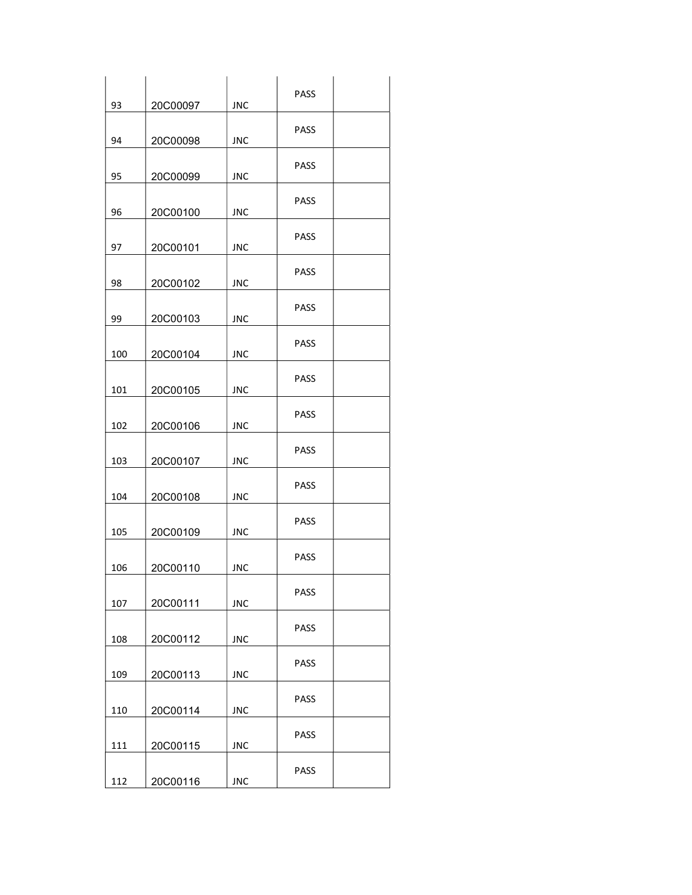|  |  |  |  |  |
|---|---|---|---|---|
| 93 | 20C00097 | JNC | PASS |  |
| 94 | 20C00098 | JNC | PASS |  |
| 95 | 20C00099 | JNC | PASS |  |
| 96 | 20C00100 | JNC | PASS |  |
| 97 | 20C00101 | JNC | PASS |  |
| 98 | 20C00102 | JNC | PASS |  |
| 99 | 20C00103 | JNC | PASS |  |
| 100 | 20C00104 | JNC | PASS |  |
| 101 | 20C00105 | JNC | PASS |  |
| 102 | 20C00106 | JNC | PASS |  |
| 103 | 20C00107 | JNC | PASS |  |
| 104 | 20C00108 | JNC | PASS |  |
| 105 | 20C00109 | JNC | PASS |  |
| 106 | 20C00110 | JNC | PASS |  |
| 107 | 20C00111 | JNC | PASS |  |
| 108 | 20C00112 | JNC | PASS |  |
| 109 | 20C00113 | JNC | PASS |  |
| 110 | 20C00114 | JNC | PASS |  |
| 111 | 20C00115 | JNC | PASS |  |
| 112 | 20C00116 | JNC | PASS |  |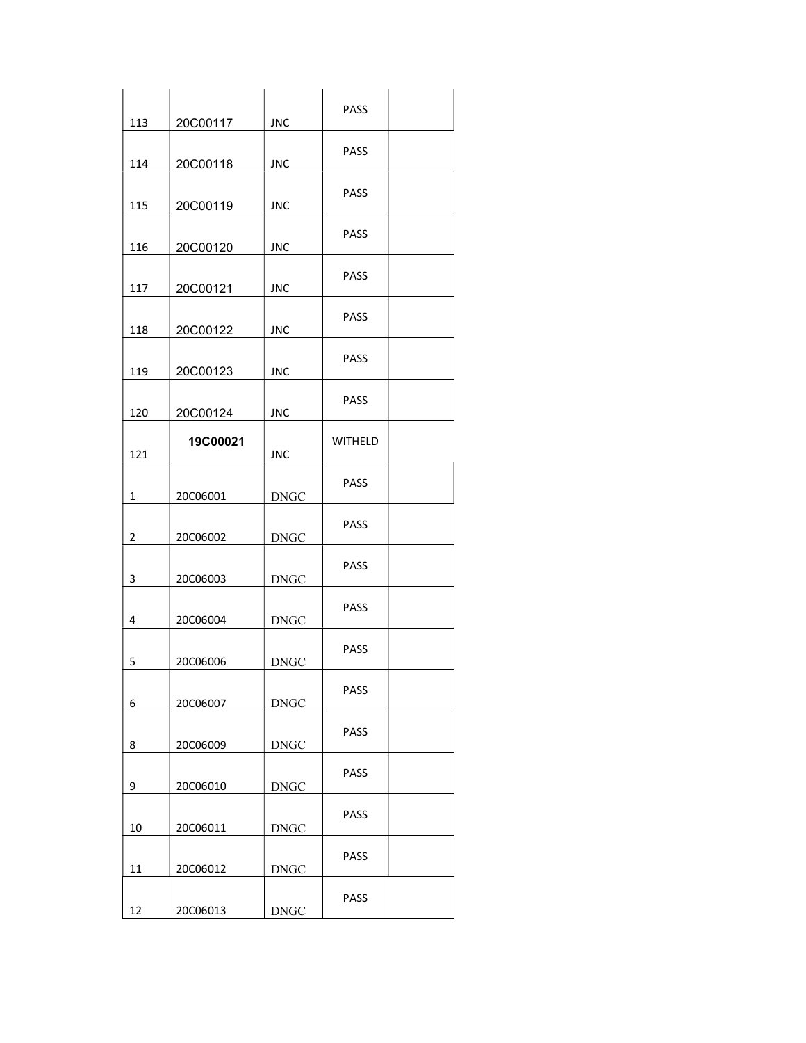| | | | | |
|---|---|---|---|---|
| 113 | 20C00117 | JNC | PASS | |
| 114 | 20C00118 | JNC | PASS | |
| 115 | 20C00119 | JNC | PASS | |
| 116 | 20C00120 | JNC | PASS | |
| 117 | 20C00121 | JNC | PASS | |
| 118 | 20C00122 | JNC | PASS | |
| 119 | 20C00123 | JNC | PASS | |
| 120 | 20C00124 | JNC | PASS | |
| 121 | **19C00021** | JNC | WITHELD | |
| 1 | 20C06001 | DNGC | PASS | |
| 2 | 20C06002 | DNGC | PASS | |
| 3 | 20C06003 | DNGC | PASS | |
| 4 | 20C06004 | DNGC | PASS | |
| 5 | 20C06006 | DNGC | PASS | |
| 6 | 20C06007 | DNGC | PASS | |
| 8 | 20C06009 | DNGC | PASS | |
| 9 | 20C06010 | DNGC | PASS | |
| 10 | 20C06011 | DNGC | PASS | |
| 11 | 20C06012 | DNGC | PASS | |
| 12 | 20C06013 | DNGC | PASS | |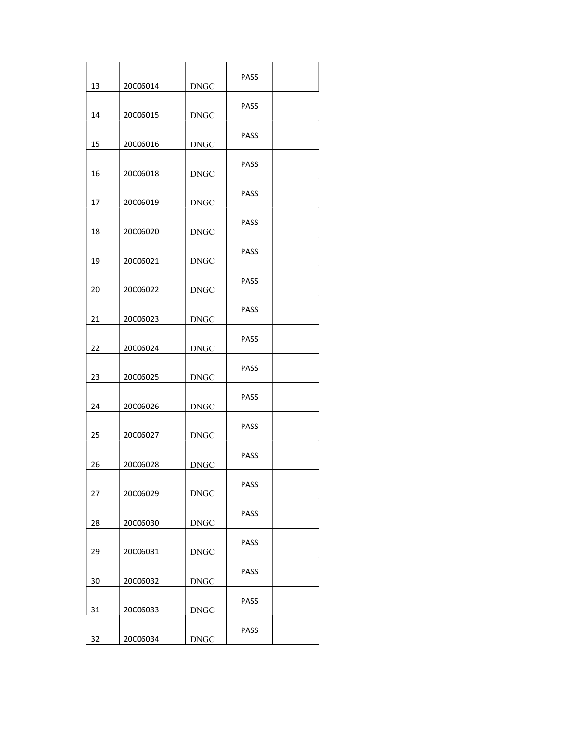| | | | | |
|---|---|---|---|---|
| 13 | 20C06014 | DNGC | PASS | |
| 14 | 20C06015 | DNGC | PASS | |
| 15 | 20C06016 | DNGC | PASS | |
| 16 | 20C06018 | DNGC | PASS | |
| 17 | 20C06019 | DNGC | PASS | |
| 18 | 20C06020 | DNGC | PASS | |
| 19 | 20C06021 | DNGC | PASS | |
| 20 | 20C06022 | DNGC | PASS | |
| 21 | 20C06023 | DNGC | PASS | |
| 22 | 20C06024 | DNGC | PASS | |
| 23 | 20C06025 | DNGC | PASS | |
| 24 | 20C06026 | DNGC | PASS | |
| 25 | 20C06027 | DNGC | PASS | |
| 26 | 20C06028 | DNGC | PASS | |
| 27 | 20C06029 | DNGC | PASS | |
| 28 | 20C06030 | DNGC | PASS | |
| 29 | 20C06031 | DNGC | PASS | |
| 30 | 20C06032 | DNGC | PASS | |
| 31 | 20C06033 | DNGC | PASS | |
| 32 | 20C06034 | DNGC | PASS | |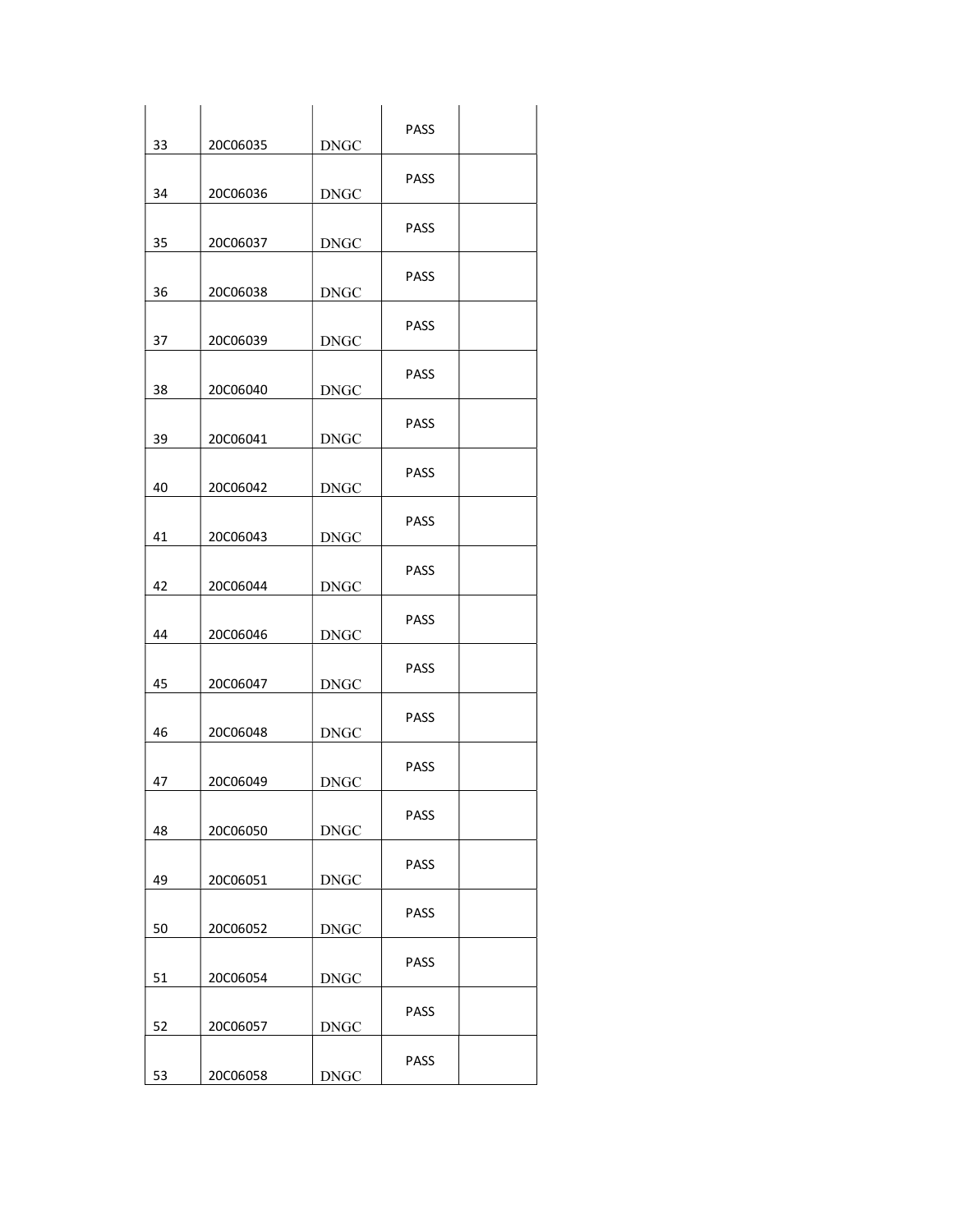| | | | | |
|---|---|---|---|---|
| 33 | 20C06035 | DNGC | PASS | |
| 34 | 20C06036 | DNGC | PASS | |
| 35 | 20C06037 | DNGC | PASS | |
| 36 | 20C06038 | DNGC | PASS | |
| 37 | 20C06039 | DNGC | PASS | |
| 38 | 20C06040 | DNGC | PASS | |
| 39 | 20C06041 | DNGC | PASS | |
| 40 | 20C06042 | DNGC | PASS | |
| 41 | 20C06043 | DNGC | PASS | |
| 42 | 20C06044 | DNGC | PASS | |
| 44 | 20C06046 | DNGC | PASS | |
| 45 | 20C06047 | DNGC | PASS | |
| 46 | 20C06048 | DNGC | PASS | |
| 47 | 20C06049 | DNGC | PASS | |
| 48 | 20C06050 | DNGC | PASS | |
| 49 | 20C06051 | DNGC | PASS | |
| 50 | 20C06052 | DNGC | PASS | |
| 51 | 20C06054 | DNGC | PASS | |
| 52 | 20C06057 | DNGC | PASS | |
| 53 | 20C06058 | DNGC | PASS | |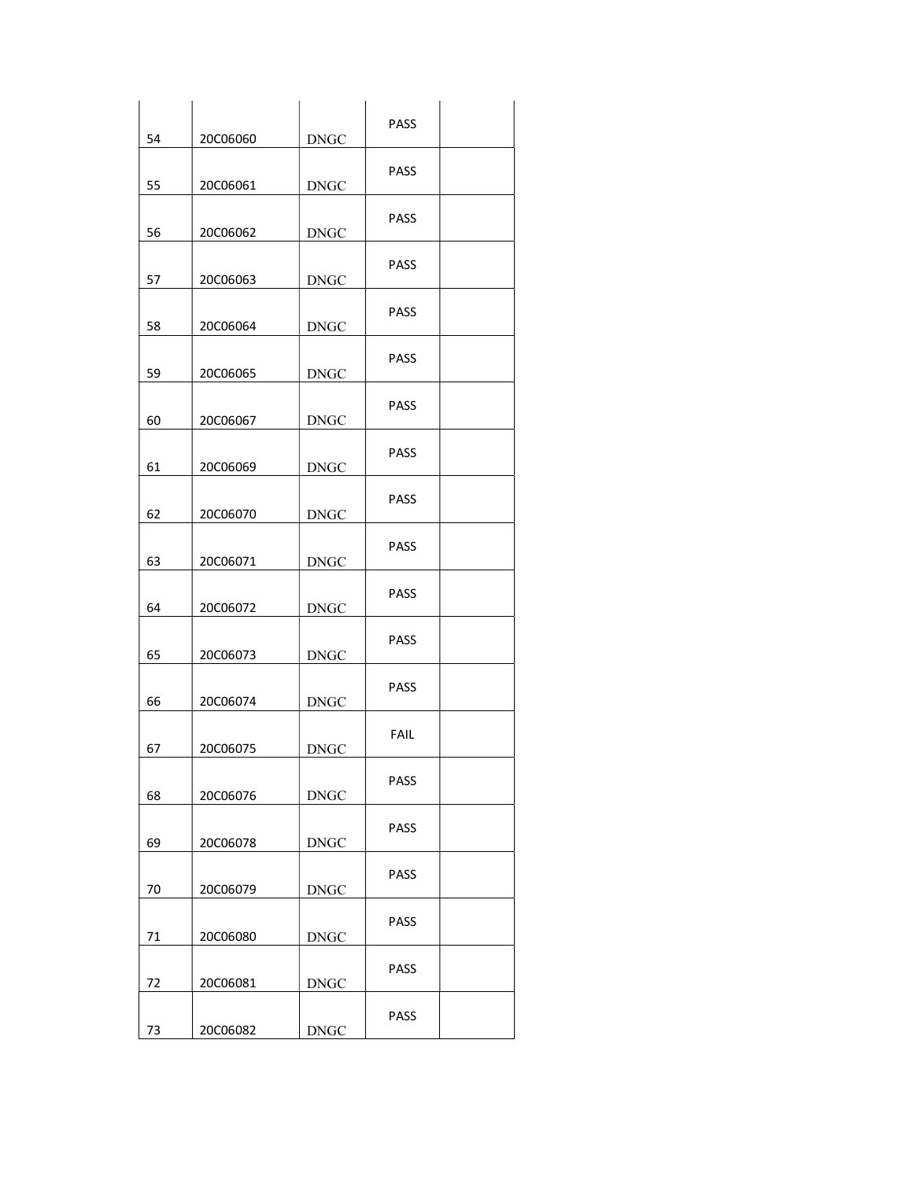|  |  |  |  |  |
|---|---|---|---|---|
| 54 | 20C06060 | DNGC | PASS |  |
| 55 | 20C06061 | DNGC | PASS |  |
| 56 | 20C06062 | DNGC | PASS |  |
| 57 | 20C06063 | DNGC | PASS |  |
| 58 | 20C06064 | DNGC | PASS |  |
| 59 | 20C06065 | DNGC | PASS |  |
| 60 | 20C06067 | DNGC | PASS |  |
| 61 | 20C06069 | DNGC | PASS |  |
| 62 | 20C06070 | DNGC | PASS |  |
| 63 | 20C06071 | DNGC | PASS |  |
| 64 | 20C06072 | DNGC | PASS |  |
| 65 | 20C06073 | DNGC | PASS |  |
| 66 | 20C06074 | DNGC | PASS |  |
| 67 | 20C06075 | DNGC | FAIL |  |
| 68 | 20C06076 | DNGC | PASS |  |
| 69 | 20C06078 | DNGC | PASS |  |
| 70 | 20C06079 | DNGC | PASS |  |
| 71 | 20C06080 | DNGC | PASS |  |
| 72 | 20C06081 | DNGC | PASS |  |
| 73 | 20C06082 | DNGC | PASS |  |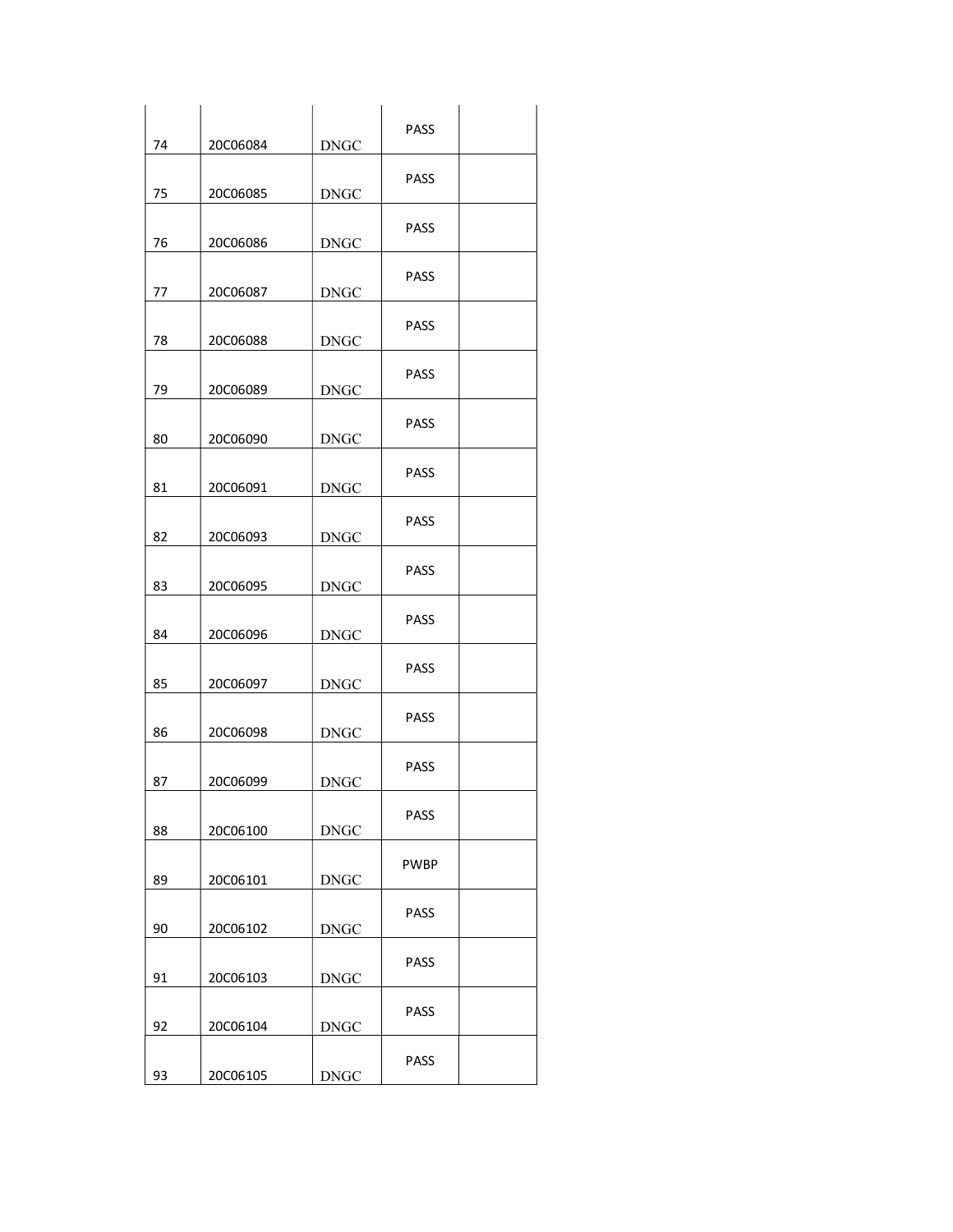| | | | | |
|---|---|---|---|---|
| 74 | 20C06084 | DNGC | PASS | |
| 75 | 20C06085 | DNGC | PASS | |
| 76 | 20C06086 | DNGC | PASS | |
| 77 | 20C06087 | DNGC | PASS | |
| 78 | 20C06088 | DNGC | PASS | |
| 79 | 20C06089 | DNGC | PASS | |
| 80 | 20C06090 | DNGC | PASS | |
| 81 | 20C06091 | DNGC | PASS | |
| 82 | 20C06093 | DNGC | PASS | |
| 83 | 20C06095 | DNGC | PASS | |
| 84 | 20C06096 | DNGC | PASS | |
| 85 | 20C06097 | DNGC | PASS | |
| 86 | 20C06098 | DNGC | PASS | |
| 87 | 20C06099 | DNGC | PASS | |
| 88 | 20C06100 | DNGC | PASS | |
| 89 | 20C06101 | DNGC | PWBP | |
| 90 | 20C06102 | DNGC | PASS | |
| 91 | 20C06103 | DNGC | PASS | |
| 92 | 20C06104 | DNGC | PASS | |
| 93 | 20C06105 | DNGC | PASS | |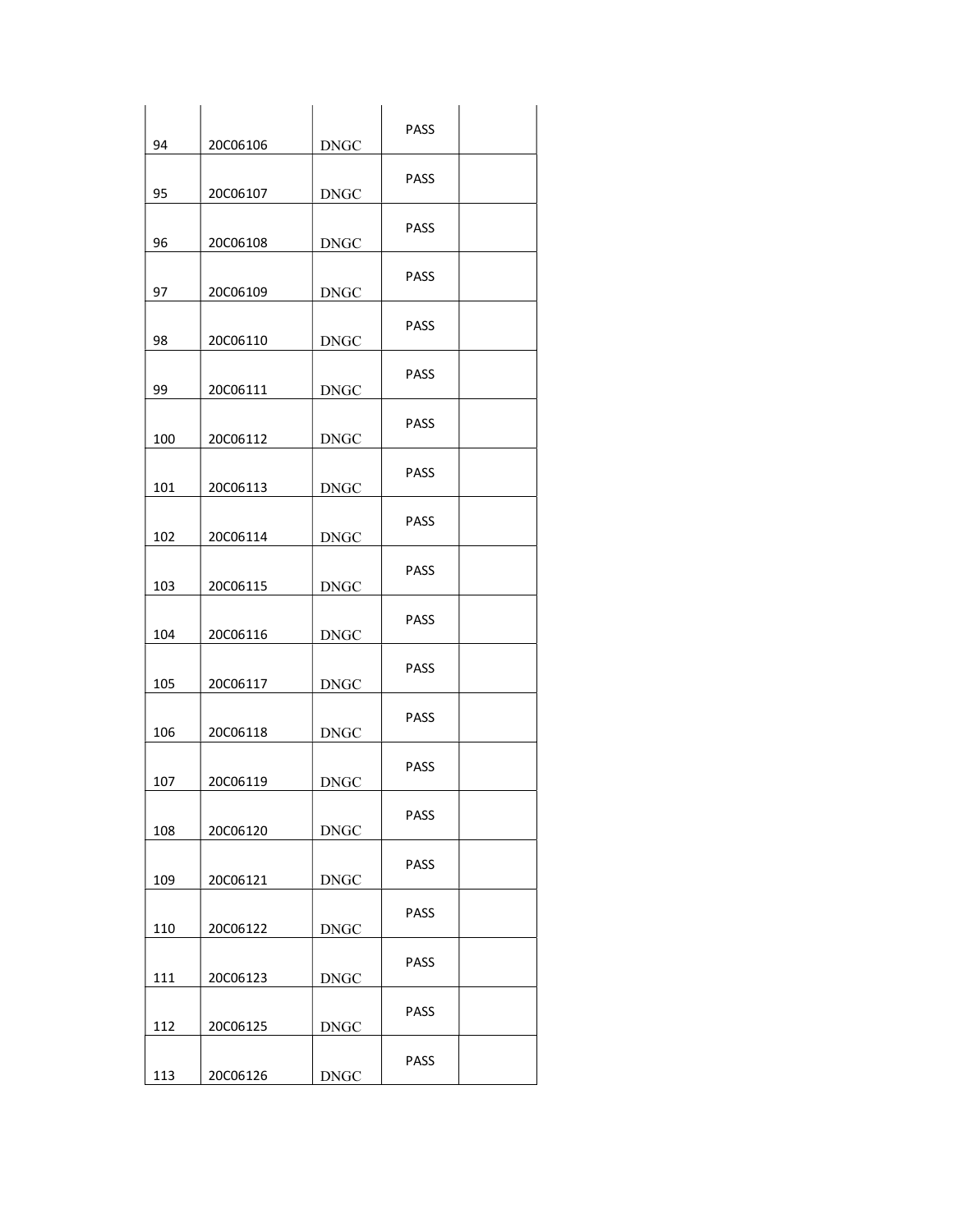|  |  |  |  |  |
|---|---|---|---|---|
| 94 | 20C06106 | DNGC | PASS |  |
| 95 | 20C06107 | DNGC | PASS |  |
| 96 | 20C06108 | DNGC | PASS |  |
| 97 | 20C06109 | DNGC | PASS |  |
| 98 | 20C06110 | DNGC | PASS |  |
| 99 | 20C06111 | DNGC | PASS |  |
| 100 | 20C06112 | DNGC | PASS |  |
| 101 | 20C06113 | DNGC | PASS |  |
| 102 | 20C06114 | DNGC | PASS |  |
| 103 | 20C06115 | DNGC | PASS |  |
| 104 | 20C06116 | DNGC | PASS |  |
| 105 | 20C06117 | DNGC | PASS |  |
| 106 | 20C06118 | DNGC | PASS |  |
| 107 | 20C06119 | DNGC | PASS |  |
| 108 | 20C06120 | DNGC | PASS |  |
| 109 | 20C06121 | DNGC | PASS |  |
| 110 | 20C06122 | DNGC | PASS |  |
| 111 | 20C06123 | DNGC | PASS |  |
| 112 | 20C06125 | DNGC | PASS |  |
| 113 | 20C06126 | DNGC | PASS |  |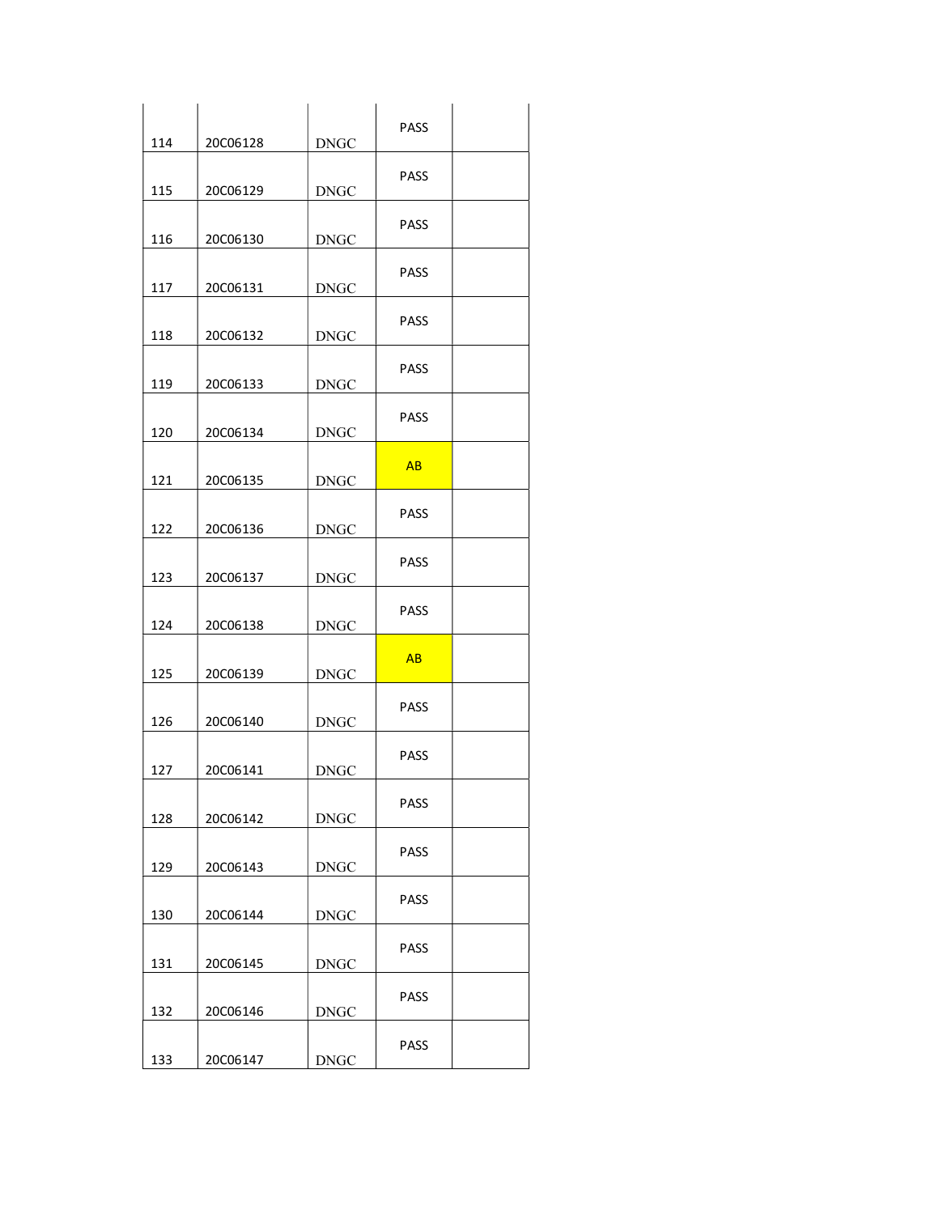| | | | | |
|---|---|---|---|---|
| 114 | 20C06128 | DNGC | PASS | |
| 115 | 20C06129 | DNGC | PASS | |
| 116 | 20C06130 | DNGC | PASS | |
| 117 | 20C06131 | DNGC | PASS | |
| 118 | 20C06132 | DNGC | PASS | |
| 119 | 20C06133 | DNGC | PASS | |
| 120 | 20C06134 | DNGC | PASS | |
| 121 | 20C06135 | DNGC | AB | |
| 122 | 20C06136 | DNGC | PASS | |
| 123 | 20C06137 | DNGC | PASS | |
| 124 | 20C06138 | DNGC | PASS | |
| 125 | 20C06139 | DNGC | AB | |
| 126 | 20C06140 | DNGC | PASS | |
| 127 | 20C06141 | DNGC | PASS | |
| 128 | 20C06142 | DNGC | PASS | |
| 129 | 20C06143 | DNGC | PASS | |
| 130 | 20C06144 | DNGC | PASS | |
| 131 | 20C06145 | DNGC | PASS | |
| 132 | 20C06146 | DNGC | PASS | |
| 133 | 20C06147 | DNGC | PASS | |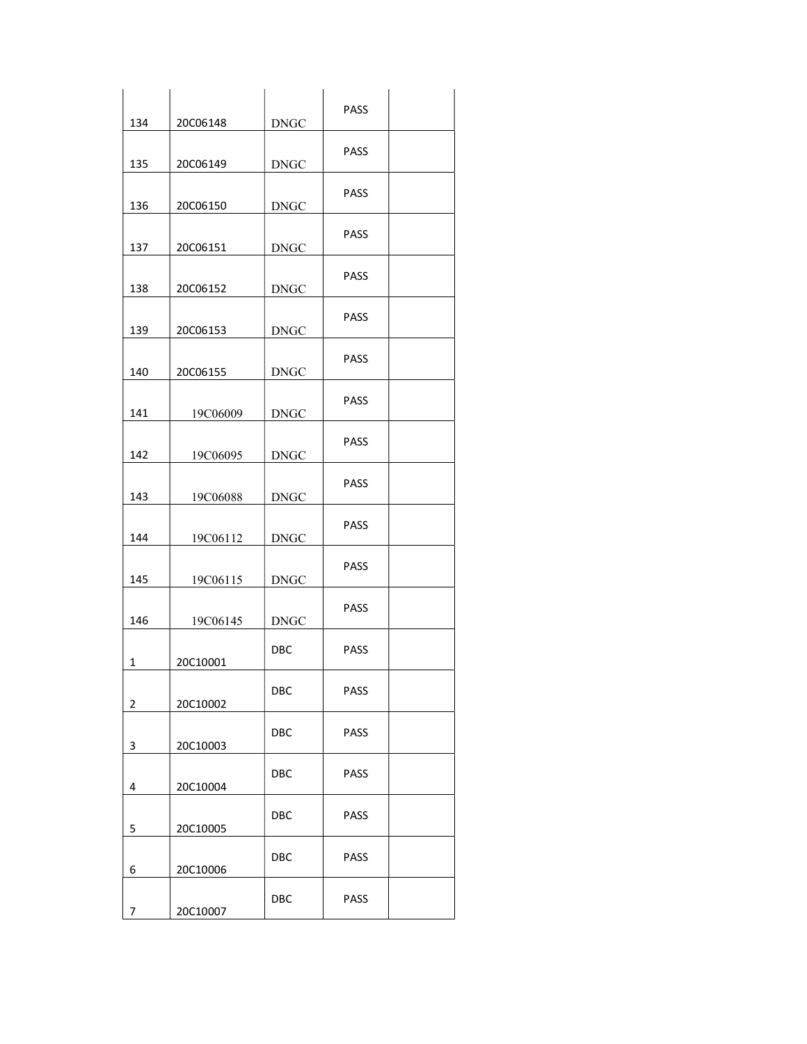| | | | | |
|---|---|---|---|---|
| 134 | 20C06148 | DNGC | PASS | |
| 135 | 20C06149 | DNGC | PASS | |
| 136 | 20C06150 | DNGC | PASS | |
| 137 | 20C06151 | DNGC | PASS | |
| 138 | 20C06152 | DNGC | PASS | |
| 139 | 20C06153 | DNGC | PASS | |
| 140 | 20C06155 | DNGC | PASS | |
| 141 | 19C06009 | DNGC | PASS | |
| 142 | 19C06095 | DNGC | PASS | |
| 143 | 19C06088 | DNGC | PASS | |
| 144 | 19C06112 | DNGC | PASS | |
| 145 | 19C06115 | DNGC | PASS | |
| 146 | 19C06145 | DNGC | PASS | |
| 1 | 20C10001 | DBC | PASS | |
| 2 | 20C10002 | DBC | PASS | |
| 3 | 20C10003 | DBC | PASS | |
| 4 | 20C10004 | DBC | PASS | |
| 5 | 20C10005 | DBC | PASS | |
| 6 | 20C10006 | DBC | PASS | |
| 7 | 20C10007 | DBC | PASS | |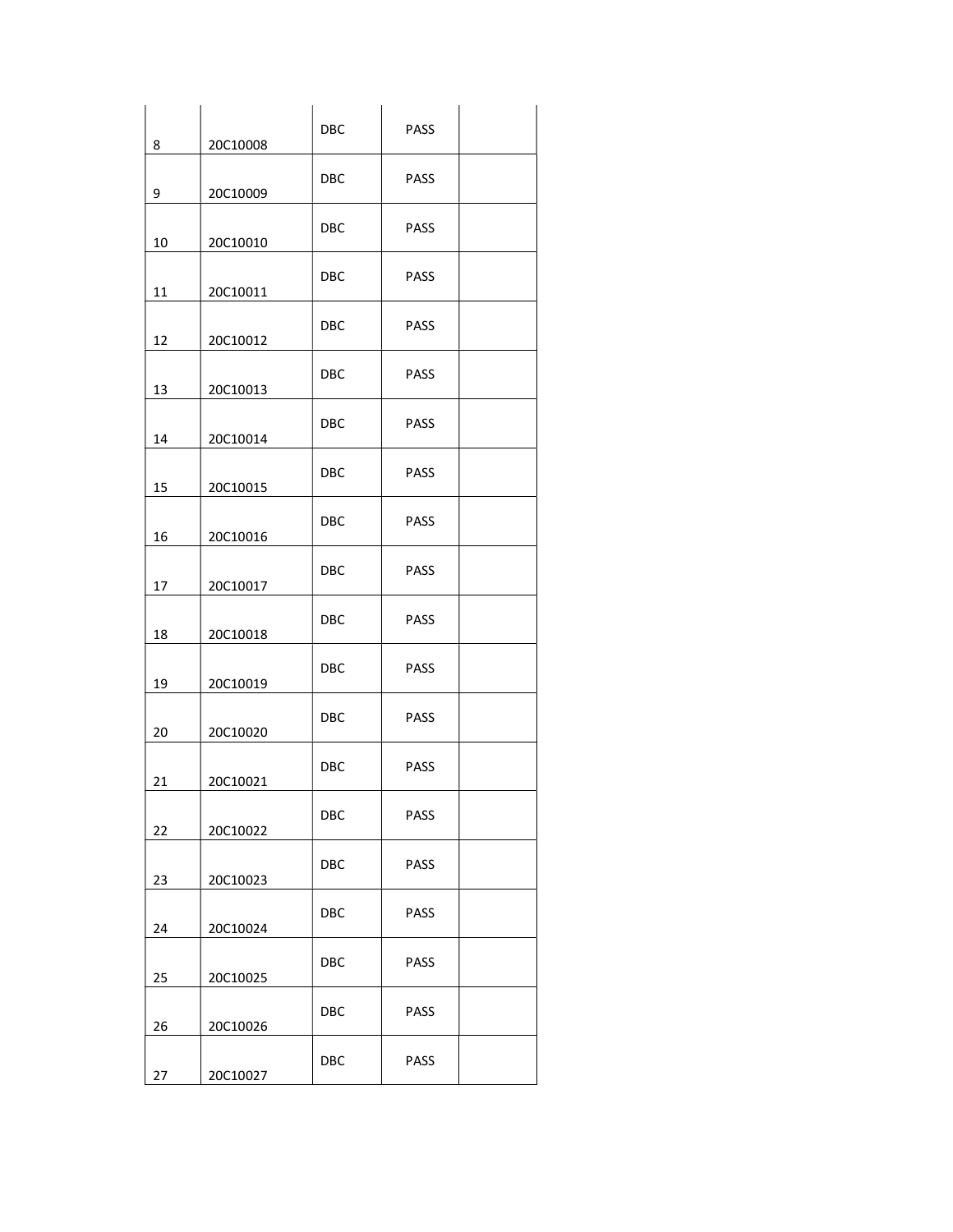| | | | | |
|---|---|---|---|---|
| 8 | 20C10008 | DBC | PASS | |
| 9 | 20C10009 | DBC | PASS | |
| 10 | 20C10010 | DBC | PASS | |
| 11 | 20C10011 | DBC | PASS | |
| 12 | 20C10012 | DBC | PASS | |
| 13 | 20C10013 | DBC | PASS | |
| 14 | 20C10014 | DBC | PASS | |
| 15 | 20C10015 | DBC | PASS | |
| 16 | 20C10016 | DBC | PASS | |
| 17 | 20C10017 | DBC | PASS | |
| 18 | 20C10018 | DBC | PASS | |
| 19 | 20C10019 | DBC | PASS | |
| 20 | 20C10020 | DBC | PASS | |
| 21 | 20C10021 | DBC | PASS | |
| 22 | 20C10022 | DBC | PASS | |
| 23 | 20C10023 | DBC | PASS | |
| 24 | 20C10024 | DBC | PASS | |
| 25 | 20C10025 | DBC | PASS | |
| 26 | 20C10026 | DBC | PASS | |
| 27 | 20C10027 | DBC | PASS | |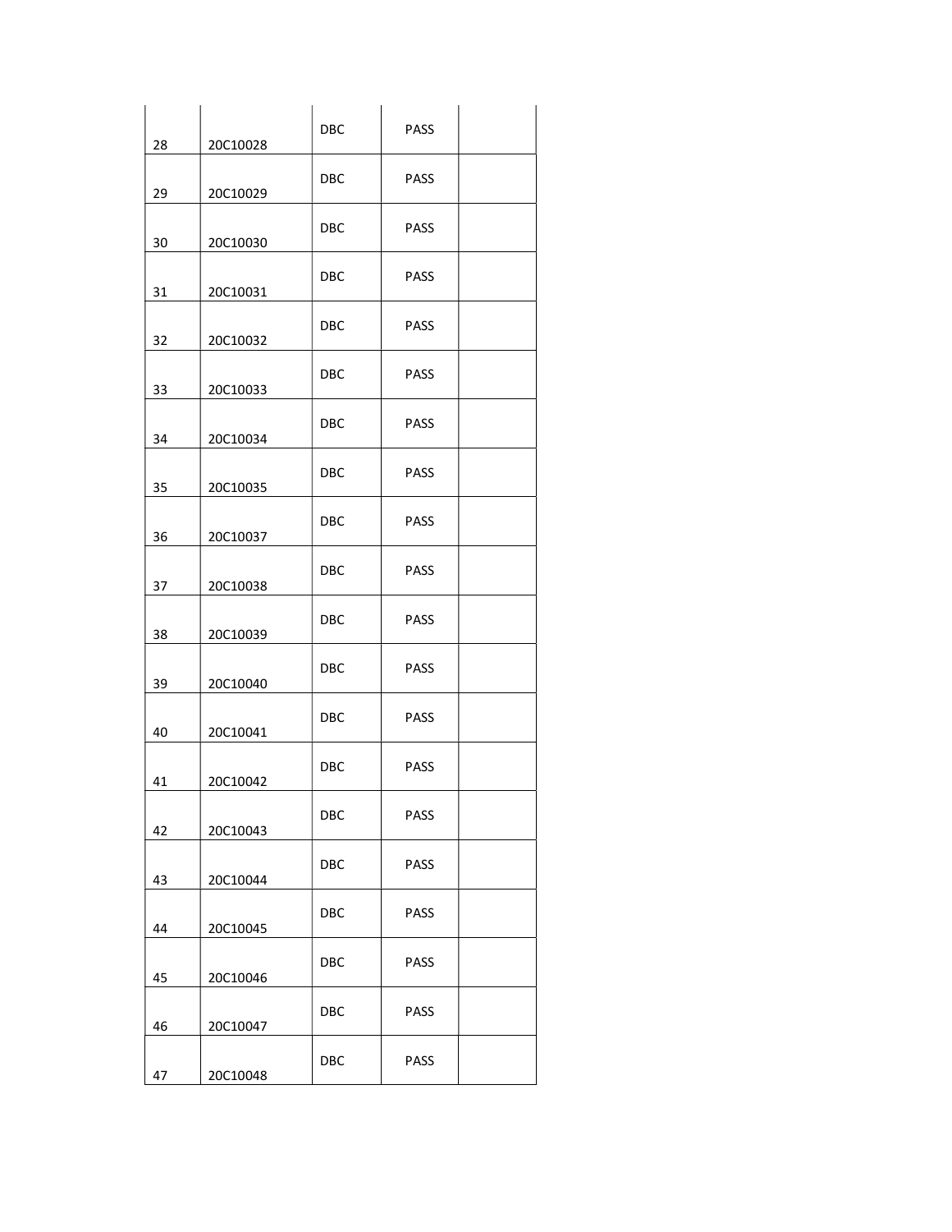| | | | | |
|---|---|---|---|---|
| 28 | 20C10028 | DBC | PASS | |
| 29 | 20C10029 | DBC | PASS | |
| 30 | 20C10030 | DBC | PASS | |
| 31 | 20C10031 | DBC | PASS | |
| 32 | 20C10032 | DBC | PASS | |
| 33 | 20C10033 | DBC | PASS | |
| 34 | 20C10034 | DBC | PASS | |
| 35 | 20C10035 | DBC | PASS | |
| 36 | 20C10037 | DBC | PASS | |
| 37 | 20C10038 | DBC | PASS | |
| 38 | 20C10039 | DBC | PASS | |
| 39 | 20C10040 | DBC | PASS | |
| 40 | 20C10041 | DBC | PASS | |
| 41 | 20C10042 | DBC | PASS | |
| 42 | 20C10043 | DBC | PASS | |
| 43 | 20C10044 | DBC | PASS | |
| 44 | 20C10045 | DBC | PASS | |
| 45 | 20C10046 | DBC | PASS | |
| 46 | 20C10047 | DBC | PASS | |
| 47 | 20C10048 | DBC | PASS | |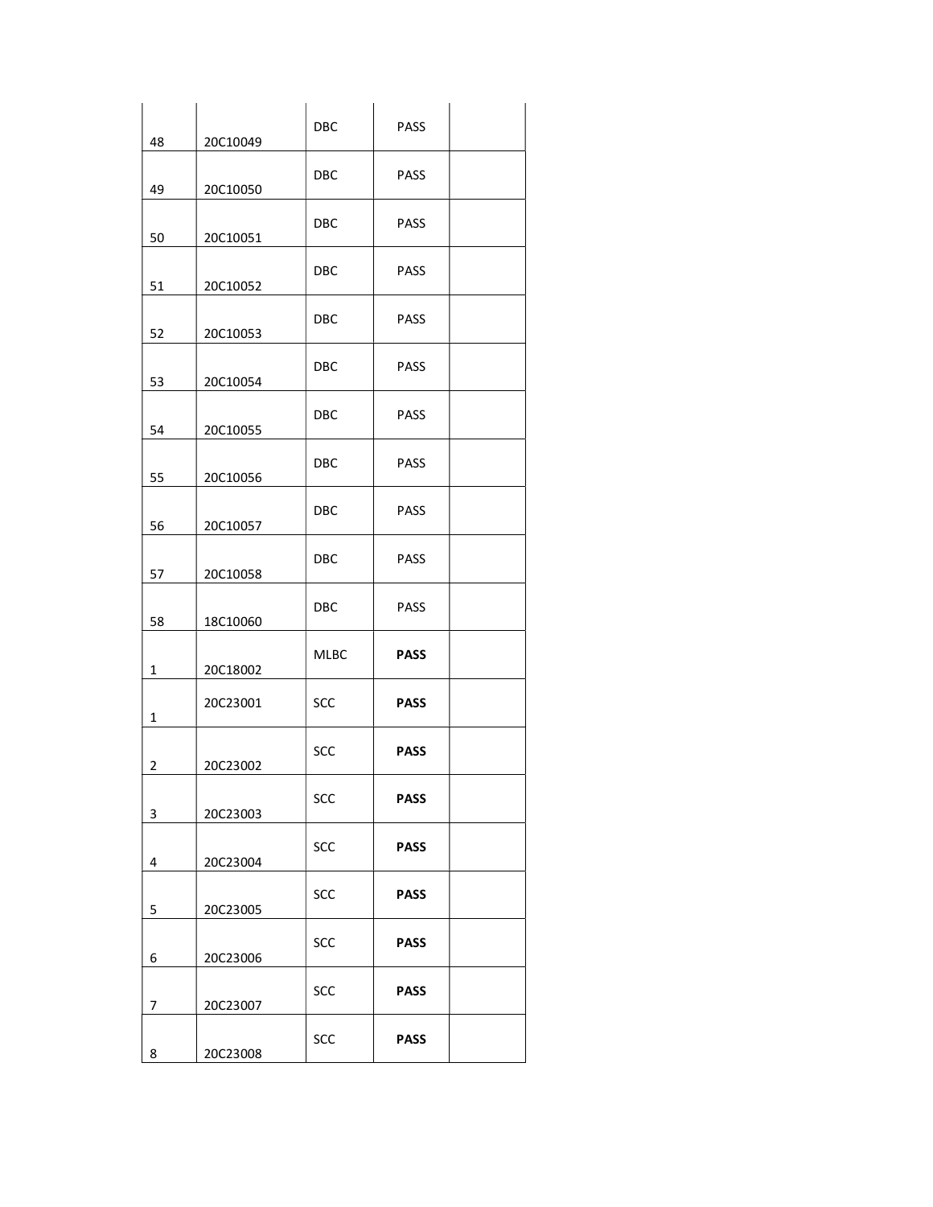| | | | | |
|---|---|---|---|---|
| 48 | 20C10049 | DBC | PASS | |
| 49 | 20C10050 | DBC | PASS | |
| 50 | 20C10051 | DBC | PASS | |
| 51 | 20C10052 | DBC | PASS | |
| 52 | 20C10053 | DBC | PASS | |
| 53 | 20C10054 | DBC | PASS | |
| 54 | 20C10055 | DBC | PASS | |
| 55 | 20C10056 | DBC | PASS | |
| 56 | 20C10057 | DBC | PASS | |
| 57 | 20C10058 | DBC | PASS | |
| 58 | 18C10060 | DBC | PASS | |
| 1 | 20C18002 | MLBC | **PASS** | |
| 1 | 20C23001 | SCC | **PASS** | |
| 2 | 20C23002 | SCC | **PASS** | |
| 3 | 20C23003 | SCC | **PASS** | |
| 4 | 20C23004 | SCC | **PASS** | |
| 5 | 20C23005 | SCC | **PASS** | |
| 6 | 20C23006 | SCC | **PASS** | |
| 7 | 20C23007 | SCC | **PASS** | |
| 8 | 20C23008 | SCC | **PASS** | |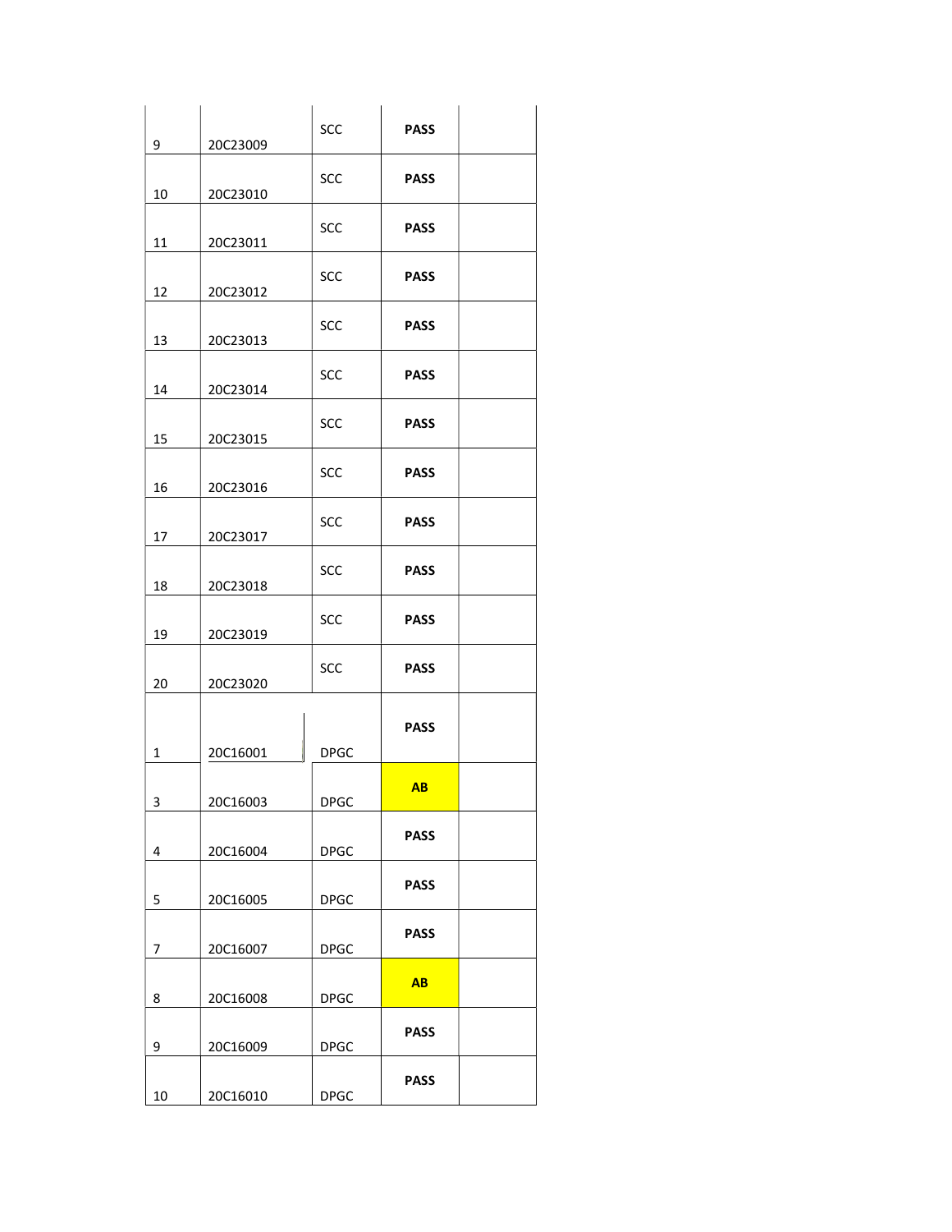| | | | | |
|---|---|---|---|---|
| 9 | 20C23009 | SCC | **PASS** | |
| 10 | 20C23010 | SCC | **PASS** | |
| 11 | 20C23011 | SCC | **PASS** | |
| 12 | 20C23012 | SCC | **PASS** | |
| 13 | 20C23013 | SCC | **PASS** | |
| 14 | 20C23014 | SCC | **PASS** | |
| 15 | 20C23015 | SCC | **PASS** | |
| 16 | 20C23016 | SCC | **PASS** | |
| 17 | 20C23017 | SCC | **PASS** | |
| 18 | 20C23018 | SCC | **PASS** | |
| 19 | 20C23019 | SCC | **PASS** | |
| 20 | 20C23020 | SCC | **PASS** | |
| 1 | 20C16001 | DPGC | **PASS** | |
| 3 | 20C16003 | DPGC | **AB** | |
| 4 | 20C16004 | DPGC | **PASS** | |
| 5 | 20C16005 | DPGC | **PASS** | |
| 7 | 20C16007 | DPGC | **PASS** | |
| 8 | 20C16008 | DPGC | **AB** | |
| 9 | 20C16009 | DPGC | **PASS** | |
| 10 | 20C16010 | DPGC | **PASS** | |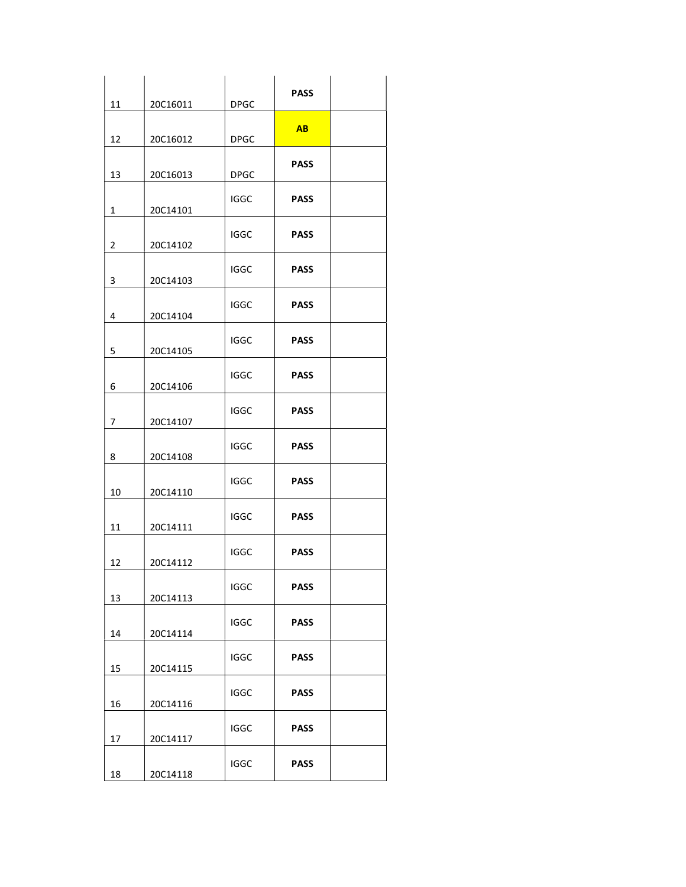| | | | | |
|---|---|---|---|---|
| 11 | 20C16011 | DPGC | **PASS** | |
| 12 | 20C16012 | DPGC | **AB** | |
| 13 | 20C16013 | DPGC | **PASS** | |
| 1 | 20C14101 | IGGC | **PASS** | |
| 2 | 20C14102 | IGGC | **PASS** | |
| 3 | 20C14103 | IGGC | **PASS** | |
| 4 | 20C14104 | IGGC | **PASS** | |
| 5 | 20C14105 | IGGC | **PASS** | |
| 6 | 20C14106 | IGGC | **PASS** | |
| 7 | 20C14107 | IGGC | **PASS** | |
| 8 | 20C14108 | IGGC | **PASS** | |
| 10 | 20C14110 | IGGC | **PASS** | |
| 11 | 20C14111 | IGGC | **PASS** | |
| 12 | 20C14112 | IGGC | **PASS** | |
| 13 | 20C14113 | IGGC | **PASS** | |
| 14 | 20C14114 | IGGC | **PASS** | |
| 15 | 20C14115 | IGGC | **PASS** | |
| 16 | 20C14116 | IGGC | **PASS** | |
| 17 | 20C14117 | IGGC | **PASS** | |
| 18 | 20C14118 | IGGC | **PASS** | |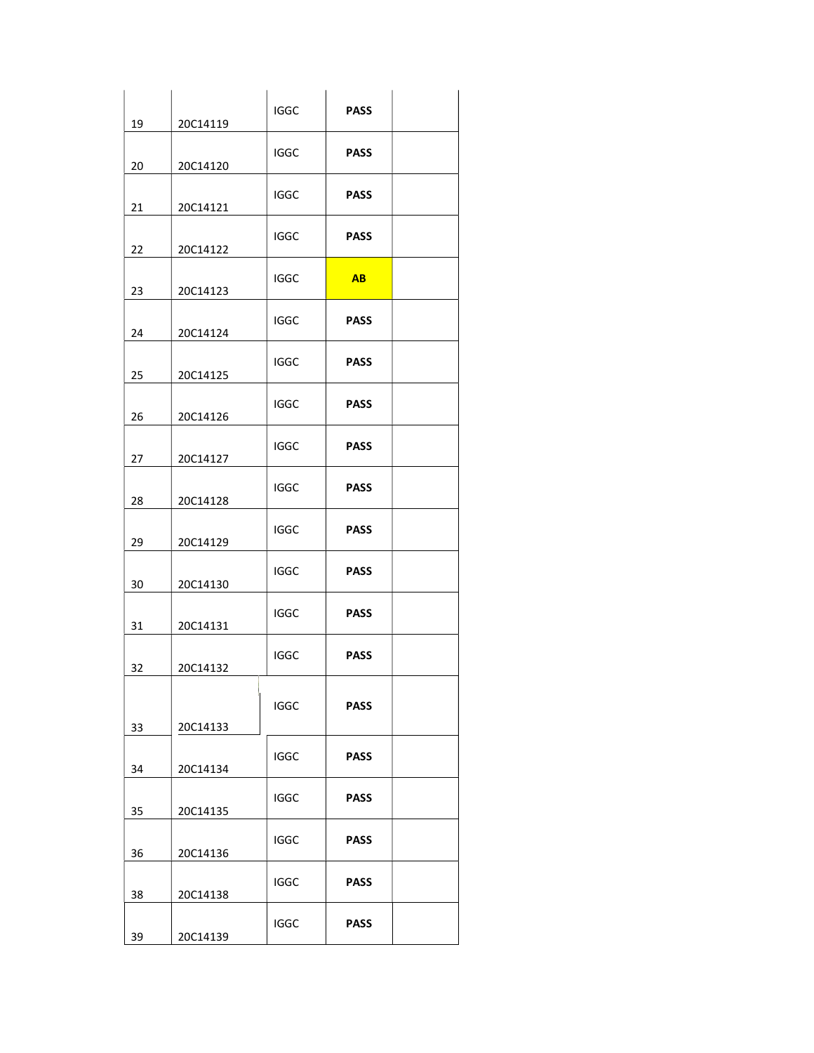| | | | | |
|---|---|---|---|---|
| 19 | 20C14119 | IGGC | **PASS** | |
| 20 | 20C14120 | IGGC | **PASS** | |
| 21 | 20C14121 | IGGC | **PASS** | |
| 22 | 20C14122 | IGGC | **PASS** | |
| 23 | 20C14123 | IGGC | **AB** | |
| 24 | 20C14124 | IGGC | **PASS** | |
| 25 | 20C14125 | IGGC | **PASS** | |
| 26 | 20C14126 | IGGC | **PASS** | |
| 27 | 20C14127 | IGGC | **PASS** | |
| 28 | 20C14128 | IGGC | **PASS** | |
| 29 | 20C14129 | IGGC | **PASS** | |
| 30 | 20C14130 | IGGC | **PASS** | |
| 31 | 20C14131 | IGGC | **PASS** | |
| 32 | 20C14132 | IGGC | **PASS** | |
| 33 | 20C14133 | IGGC | **PASS** | |
| 34 | 20C14134 | IGGC | **PASS** | |
| 35 | 20C14135 | IGGC | **PASS** | |
| 36 | 20C14136 | IGGC | **PASS** | |
| 38 | 20C14138 | IGGC | **PASS** | |
| 39 | 20C14139 | IGGC | **PASS** | |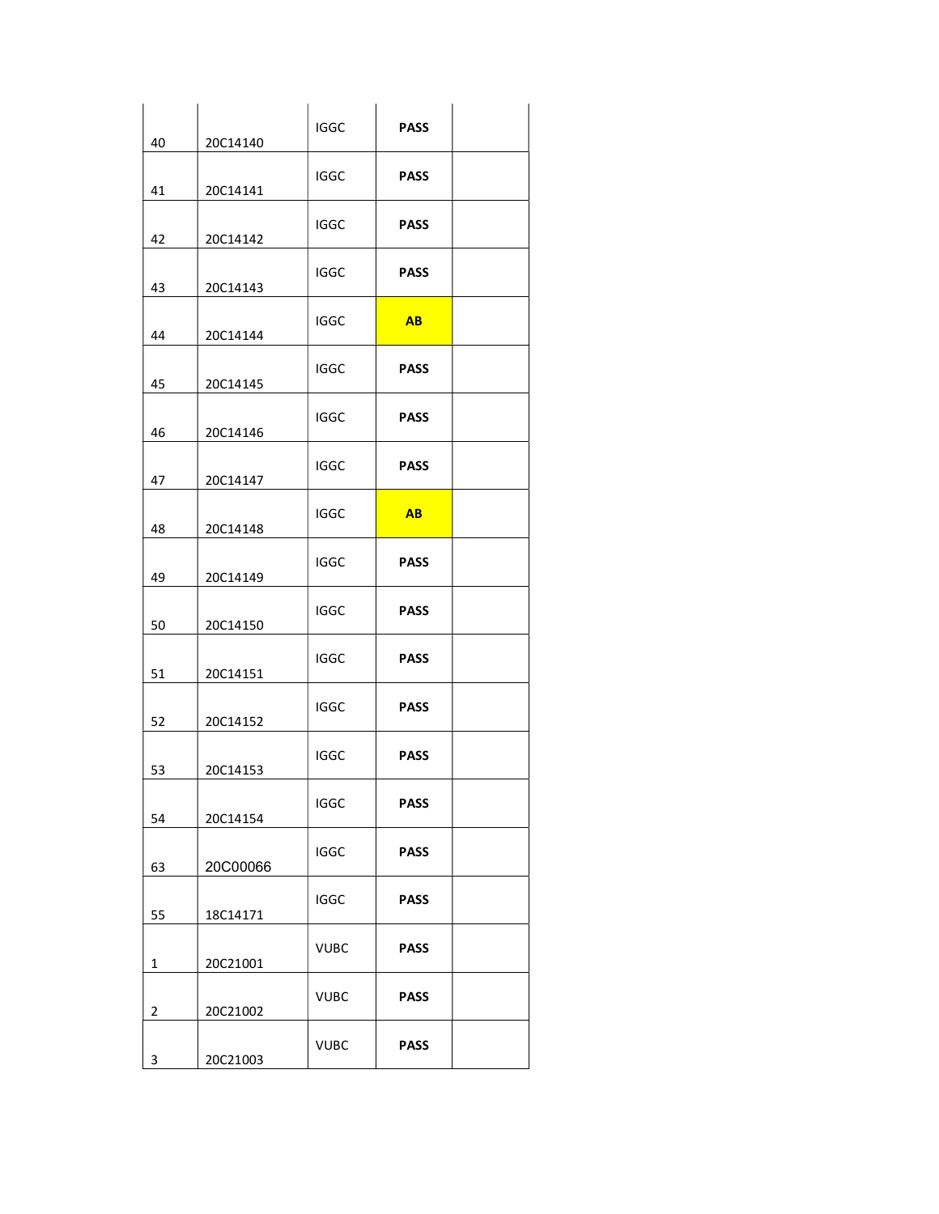| | | | | |
|---|---|---|---|---|
| 40 | 20C14140 | IGGC | **PASS** | |
| 41 | 20C14141 | IGGC | **PASS** | |
| 42 | 20C14142 | IGGC | **PASS** | |
| 43 | 20C14143 | IGGC | **PASS** | |
| 44 | 20C14144 | IGGC | **AB** | |
| 45 | 20C14145 | IGGC | **PASS** | |
| 46 | 20C14146 | IGGC | **PASS** | |
| 47 | 20C14147 | IGGC | **PASS** | |
| 48 | 20C14148 | IGGC | **AB** | |
| 49 | 20C14149 | IGGC | **PASS** | |
| 50 | 20C14150 | IGGC | **PASS** | |
| 51 | 20C14151 | IGGC | **PASS** | |
| 52 | 20C14152 | IGGC | **PASS** | |
| 53 | 20C14153 | IGGC | **PASS** | |
| 54 | 20C14154 | IGGC | **PASS** | |
| 63 | 20C00066 | IGGC | **PASS** | |
| 55 | 18C14171 | IGGC | **PASS** | |
| 1 | 20C21001 | VUBC | **PASS** | |
| 2 | 20C21002 | VUBC | **PASS** | |
| 3 | 20C21003 | VUBC | **PASS** | |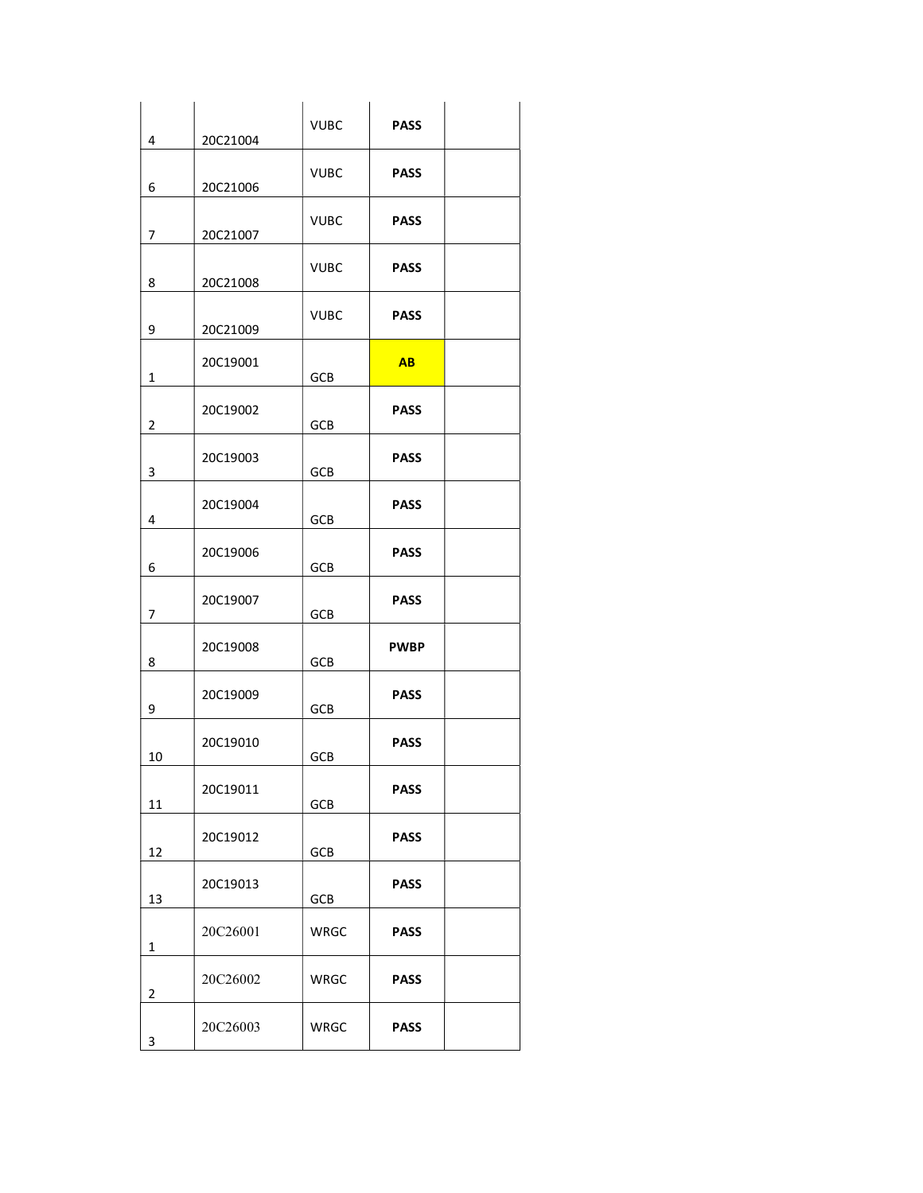| | | | | |
|---|---|---|---|---|
| 4 | 20C21004 | VUBC | **PASS** | |
| 6 | 20C21006 | VUBC | **PASS** | |
| 7 | 20C21007 | VUBC | **PASS** | |
| 8 | 20C21008 | VUBC | **PASS** | |
| 9 | 20C21009 | VUBC | **PASS** | |
| 1 | 20C19001 | GCB | **AB** | |
| 2 | 20C19002 | GCB | **PASS** | |
| 3 | 20C19003 | GCB | **PASS** | |
| 4 | 20C19004 | GCB | **PASS** | |
| 6 | 20C19006 | GCB | **PASS** | |
| 7 | 20C19007 | GCB | **PASS** | |
| 8 | 20C19008 | GCB | **PWBP** | |
| 9 | 20C19009 | GCB | **PASS** | |
| 10 | 20C19010 | GCB | **PASS** | |
| 11 | 20C19011 | GCB | **PASS** | |
| 12 | 20C19012 | GCB | **PASS** | |
| 13 | 20C19013 | GCB | **PASS** | |
| 1 | 20C26001 | WRGC | **PASS** | |
| 2 | 20C26002 | WRGC | **PASS** | |
| 3 | 20C26003 | WRGC | **PASS** | |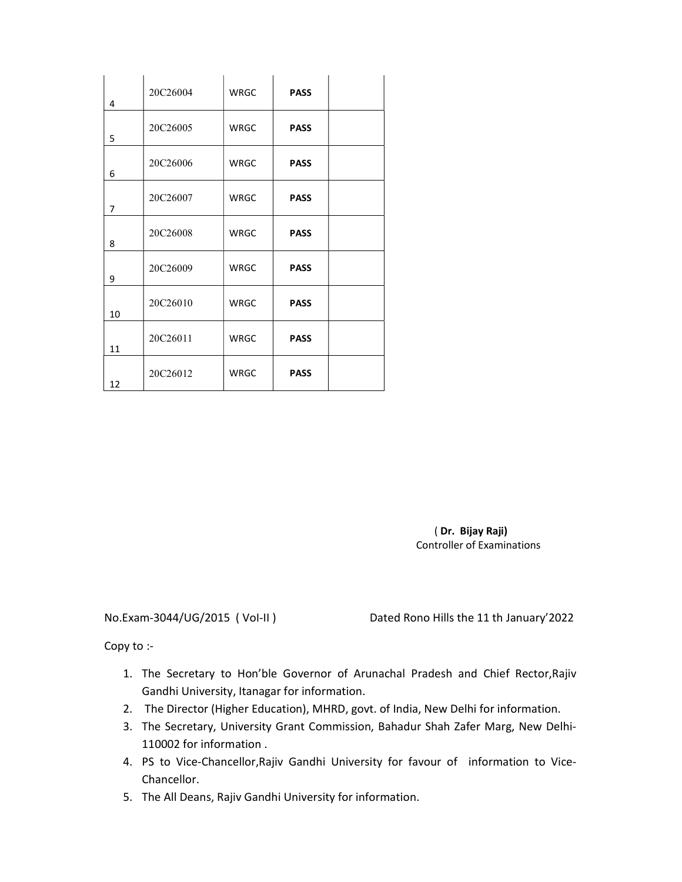| | | | | |
|---|---|---|---|---|
| 4 | 20C26004 | WRGC | **PASS** | |
| 5 | 20C26005 | WRGC | **PASS** | |
| 6 | 20C26006 | WRGC | **PASS** | |
| 7 | 20C26007 | WRGC | **PASS** | |
| 8 | 20C26008 | WRGC | **PASS** | |
| 9 | 20C26009 | WRGC | **PASS** | |
| 10 | 20C26010 | WRGC | **PASS** | |
| 11 | 20C26011 | WRGC | **PASS** | |
| 12 | 20C26012 | WRGC | **PASS** | |

( **Dr. Bijay Raji)**
Controller of Examinations

No.Exam-3044/UG/2015 ( VoI-II )    Dated Rono Hills the 11 th January'2022

Copy to :-

1. The Secretary to Hon'ble Governor of Arunachal Pradesh and Chief Rector,Rajiv Gandhi University, Itanagar for information.
2. The Director (Higher Education), MHRD, govt. of India, New Delhi for information.
3. The Secretary, University Grant Commission, Bahadur Shah Zafer Marg, New Delhi-110002 for information .
4. PS to Vice-Chancellor,Rajiv Gandhi University for favour of information to Vice-Chancellor.
5. The All Deans, Rajiv Gandhi University for information.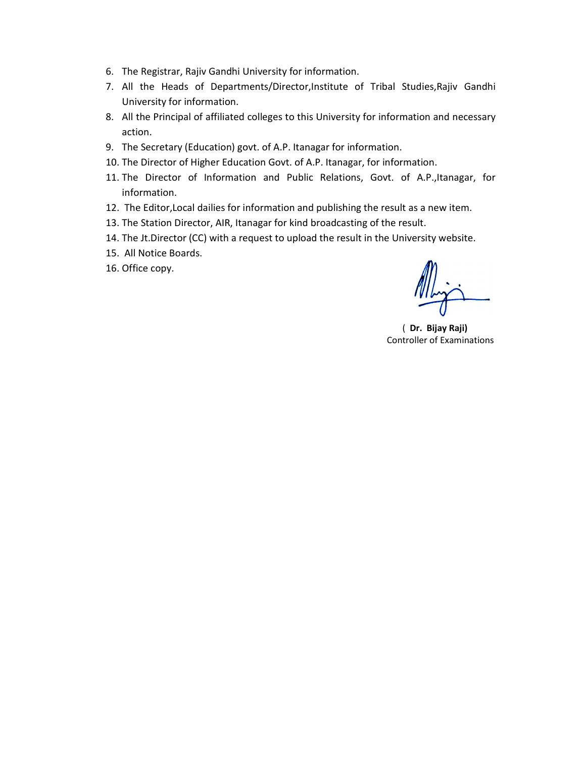6. The Registrar, Rajiv Gandhi University for information.
7. All the Heads of Departments/Director,Institute of Tribal Studies,Rajiv Gandhi University for information.
8. All the Principal of affiliated colleges to this University for information and necessary action.
9. The Secretary (Education) govt. of A.P. Itanagar for information.
10. The Director of Higher Education Govt. of A.P. Itanagar, for information.
11. The Director of Information and Public Relations, Govt. of A.P.,Itanagar, for information.
12. The Editor,Local dailies for information and publishing the result as a new item.
13. The Station Director, AIR, Itanagar for kind broadcasting of the result.
14. The Jt.Director (CC) with a request to upload the result in the University website.
15. All Notice Boards.
16. Office copy.

( **Dr. Bijay Raji)**
Controller of Examinations